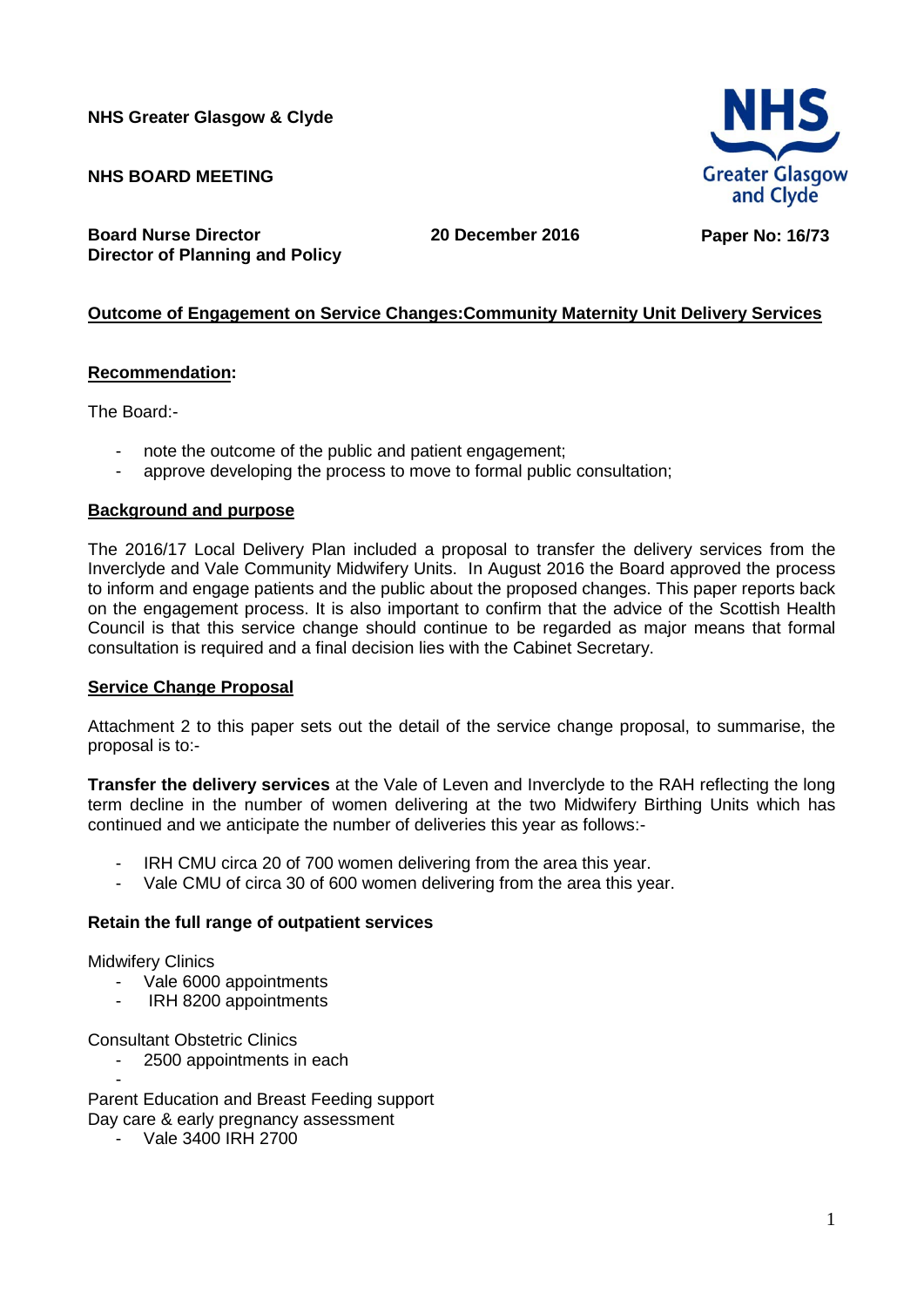**NHS Greater Glasgow & Clyde**

**NHS BOARD MEETING**

**Board Nurse Director**
**Director of Planning and Policy**

**20 December 2016**

**Paper No: 16/73**

## Outcome of Engagement on Service Changes:Community Maternity Unit Delivery Services

### Recommendation:

The Board:-

- note the outcome of the public and patient engagement;
- approve developing the process to move to formal public consultation;

### Background and purpose

The 2016/17 Local Delivery Plan included a proposal to transfer the delivery services from the Inverclyde and Vale Community Midwifery Units. In August 2016 the Board approved the process to inform and engage patients and the public about the proposed changes. This paper reports back on the engagement process. It is also important to confirm that the advice of the Scottish Health Council is that this service change should continue to be regarded as major means that formal consultation is required and a final decision lies with the Cabinet Secretary.

### Service Change Proposal

Attachment 2 to this paper sets out the detail of the service change proposal, to summarise, the proposal is to:-

**Transfer the delivery services** at the Vale of Leven and Inverclyde to the RAH reflecting the long term decline in the number of women delivering at the two Midwifery Birthing Units which has continued and we anticipate the number of deliveries this year as follows:-

- IRH CMU circa 20 of 700 women delivering from the area this year.
- Vale CMU of circa 30 of 600 women delivering from the area this year.

**Retain the full range of outpatient services**

Midwifery Clinics

- Vale 6000 appointments
- IRH 8200 appointments

Consultant Obstetric Clinics

- 2500 appointments in each
- 

Parent Education and Breast Feeding support
Day care & early pregnancy assessment

- Vale 3400 IRH 2700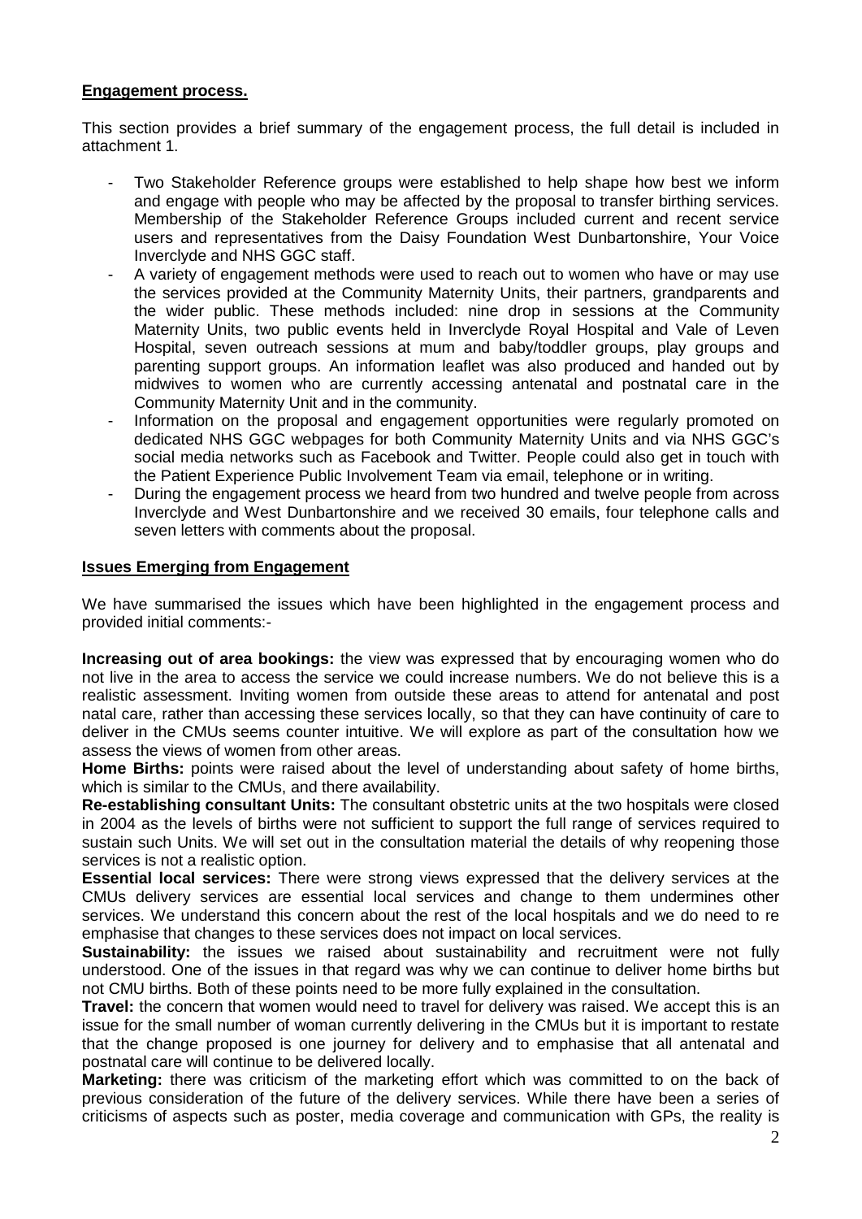## Engagement process.

This section provides a brief summary of the engagement process, the full detail is included in attachment 1.

- Two Stakeholder Reference groups were established to help shape how best we inform and engage with people who may be affected by the proposal to transfer birthing services. Membership of the Stakeholder Reference Groups included current and recent service users and representatives from the Daisy Foundation West Dunbartonshire, Your Voice Inverclyde and NHS GGC staff.
- A variety of engagement methods were used to reach out to women who have or may use the services provided at the Community Maternity Units, their partners, grandparents and the wider public. These methods included: nine drop in sessions at the Community Maternity Units, two public events held in Inverclyde Royal Hospital and Vale of Leven Hospital, seven outreach sessions at mum and baby/toddler groups, play groups and parenting support groups. An information leaflet was also produced and handed out by midwives to women who are currently accessing antenatal and postnatal care in the Community Maternity Unit and in the community.
- Information on the proposal and engagement opportunities were regularly promoted on dedicated NHS GGC webpages for both Community Maternity Units and via NHS GGC's social media networks such as Facebook and Twitter. People could also get in touch with the Patient Experience Public Involvement Team via email, telephone or in writing.
- During the engagement process we heard from two hundred and twelve people from across Inverclyde and West Dunbartonshire and we received 30 emails, four telephone calls and seven letters with comments about the proposal.

## Issues Emerging from Engagement

We have summarised the issues which have been highlighted in the engagement process and provided initial comments:-

**Increasing out of area bookings:** the view was expressed that by encouraging women who do not live in the area to access the service we could increase numbers. We do not believe this is a realistic assessment. Inviting women from outside these areas to attend for antenatal and post natal care, rather than accessing these services locally, so that they can have continuity of care to deliver in the CMUs seems counter intuitive. We will explore as part of the consultation how we assess the views of women from other areas.

**Home Births:** points were raised about the level of understanding about safety of home births, which is similar to the CMUs, and there availability.

**Re-establishing consultant Units:** The consultant obstetric units at the two hospitals were closed in 2004 as the levels of births were not sufficient to support the full range of services required to sustain such Units. We will set out in the consultation material the details of why reopening those services is not a realistic option.

**Essential local services:** There were strong views expressed that the delivery services at the CMUs delivery services are essential local services and change to them undermines other services. We understand this concern about the rest of the local hospitals and we do need to re emphasise that changes to these services does not impact on local services.

**Sustainability:** the issues we raised about sustainability and recruitment were not fully understood. One of the issues in that regard was why we can continue to deliver home births but not CMU births. Both of these points need to be more fully explained in the consultation.

**Travel:** the concern that women would need to travel for delivery was raised. We accept this is an issue for the small number of woman currently delivering in the CMUs but it is important to restate that the change proposed is one journey for delivery and to emphasise that all antenatal and postnatal care will continue to be delivered locally.

**Marketing:** there was criticism of the marketing effort which was committed to on the back of previous consideration of the future of the delivery services. While there have been a series of criticisms of aspects such as poster, media coverage and communication with GPs, the reality is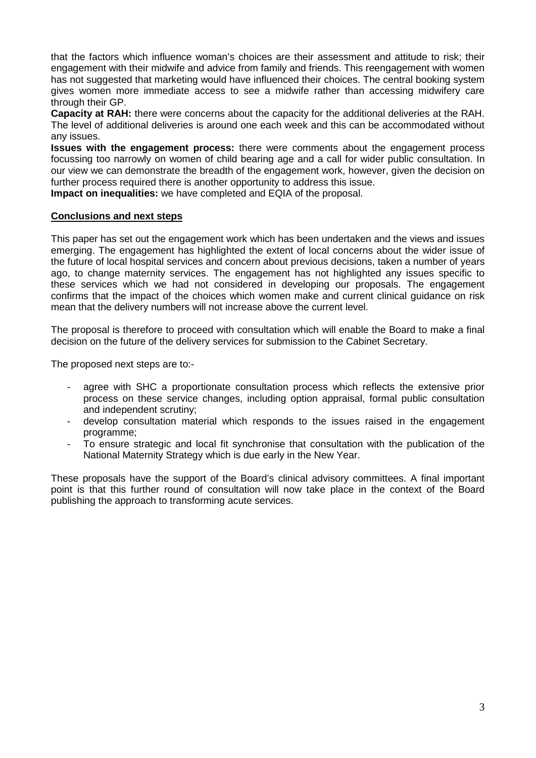that the factors which influence woman's choices are their assessment and attitude to risk; their engagement with their midwife and advice from family and friends. This reengagement with women has not suggested that marketing would have influenced their choices. The central booking system gives women more immediate access to see a midwife rather than accessing midwifery care through their GP.

**Capacity at RAH:** there were concerns about the capacity for the additional deliveries at the RAH. The level of additional deliveries is around one each week and this can be accommodated without any issues.

**Issues with the engagement process:** there were comments about the engagement process focussing too narrowly on women of child bearing age and a call for wider public consultation. In our view we can demonstrate the breadth of the engagement work, however, given the decision on further process required there is another opportunity to address this issue.

**Impact on inequalities:** we have completed and EQIA of the proposal.

## Conclusions and next steps

This paper has set out the engagement work which has been undertaken and the views and issues emerging. The engagement has highlighted the extent of local concerns about the wider issue of the future of local hospital services and concern about previous decisions, taken a number of years ago, to change maternity services. The engagement has not highlighted any issues specific to these services which we had not considered in developing our proposals. The engagement confirms that the impact of the choices which women make and current clinical guidance on risk mean that the delivery numbers will not increase above the current level.

The proposal is therefore to proceed with consultation which will enable the Board to make a final decision on the future of the delivery services for submission to the Cabinet Secretary.

The proposed next steps are to:-

- agree with SHC a proportionate consultation process which reflects the extensive prior process on these service changes, including option appraisal, formal public consultation and independent scrutiny;
- develop consultation material which responds to the issues raised in the engagement programme;
- To ensure strategic and local fit synchronise that consultation with the publication of the National Maternity Strategy which is due early in the New Year.

These proposals have the support of the Board's clinical advisory committees. A final important point is that this further round of consultation will now take place in the context of the Board publishing the approach to transforming acute services.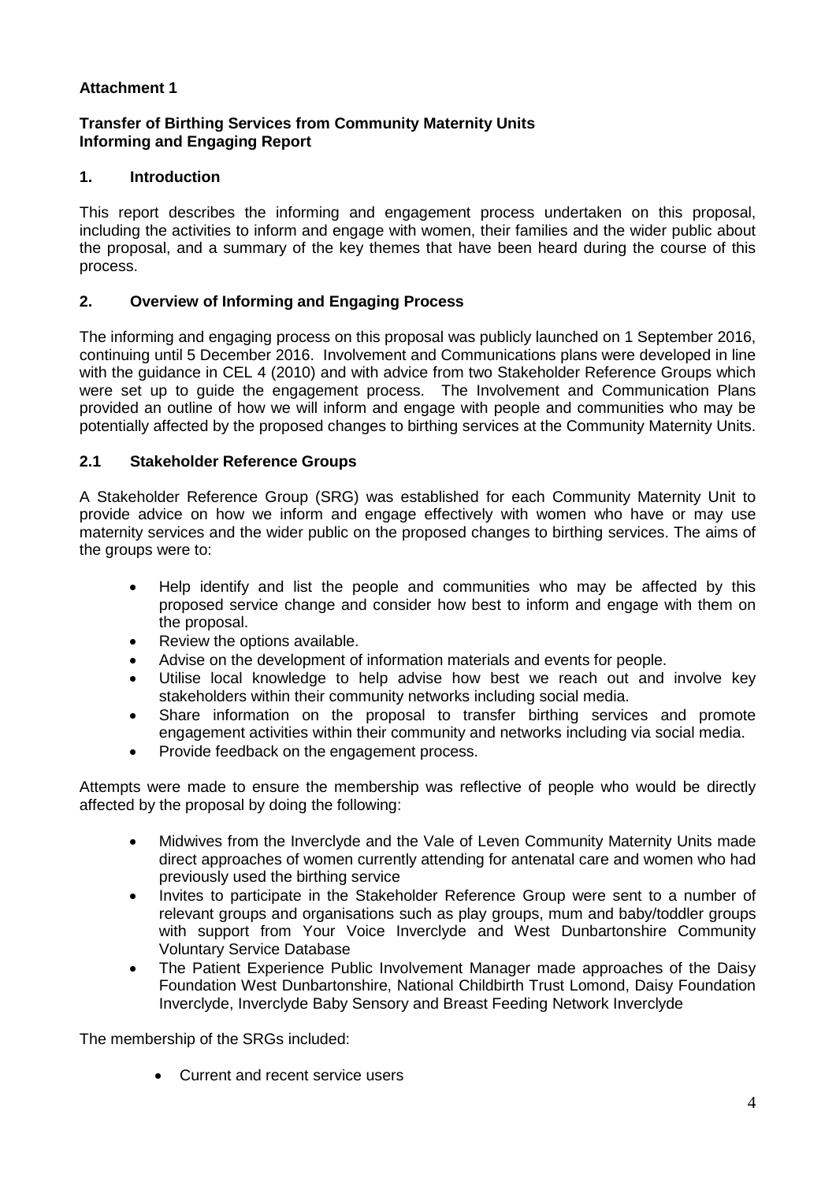**Attachment 1**

**Transfer of Birthing Services from Community Maternity Units**
**Informing and Engaging Report**

## 1. Introduction

This report describes the informing and engagement process undertaken on this proposal, including the activities to inform and engage with women, their families and the wider public about the proposal, and a summary of the key themes that have been heard during the course of this process.

## 2. Overview of Informing and Engaging Process

The informing and engaging process on this proposal was publicly launched on 1 September 2016, continuing until 5 December 2016. Involvement and Communications plans were developed in line with the guidance in CEL 4 (2010) and with advice from two Stakeholder Reference Groups which were set up to guide the engagement process. The Involvement and Communication Plans provided an outline of how we will inform and engage with people and communities who may be potentially affected by the proposed changes to birthing services at the Community Maternity Units.

### 2.1 Stakeholder Reference Groups

A Stakeholder Reference Group (SRG) was established for each Community Maternity Unit to provide advice on how we inform and engage effectively with women who have or may use maternity services and the wider public on the proposed changes to birthing services. The aims of the groups were to:

- Help identify and list the people and communities who may be affected by this proposed service change and consider how best to inform and engage with them on the proposal.
- Review the options available.
- Advise on the development of information materials and events for people.
- Utilise local knowledge to help advise how best we reach out and involve key stakeholders within their community networks including social media.
- Share information on the proposal to transfer birthing services and promote engagement activities within their community and networks including via social media.
- Provide feedback on the engagement process.

Attempts were made to ensure the membership was reflective of people who would be directly affected by the proposal by doing the following:

- Midwives from the Inverclyde and the Vale of Leven Community Maternity Units made direct approaches of women currently attending for antenatal care and women who had previously used the birthing service
- Invites to participate in the Stakeholder Reference Group were sent to a number of relevant groups and organisations such as play groups, mum and baby/toddler groups with support from Your Voice Inverclyde and West Dunbartonshire Community Voluntary Service Database
- The Patient Experience Public Involvement Manager made approaches of the Daisy Foundation West Dunbartonshire, National Childbirth Trust Lomond, Daisy Foundation Inverclyde, Inverclyde Baby Sensory and Breast Feeding Network Inverclyde

The membership of the SRGs included:

- Current and recent service users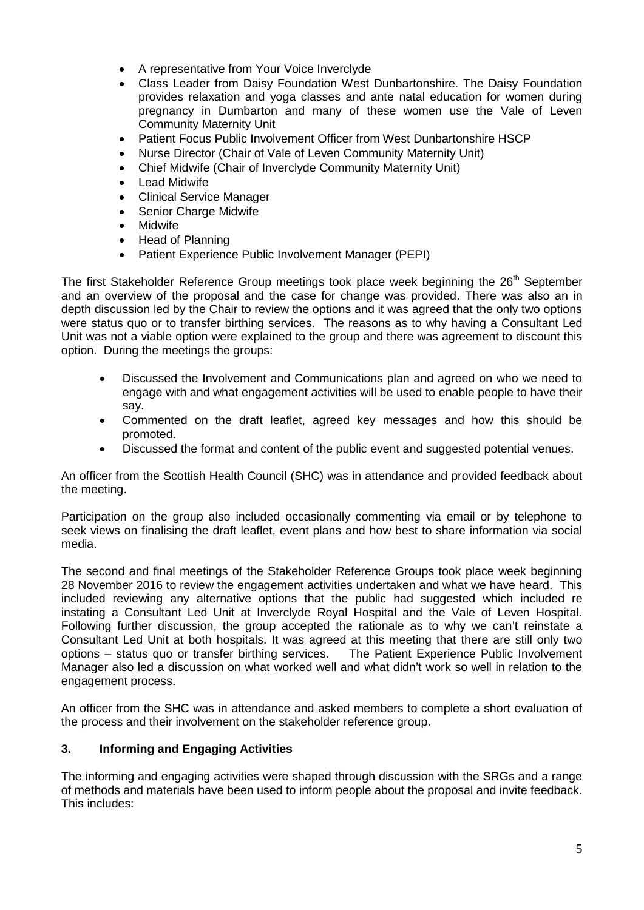- A representative from Your Voice Inverclyde
- Class Leader from Daisy Foundation West Dunbartonshire. The Daisy Foundation provides relaxation and yoga classes and ante natal education for women during pregnancy in Dumbarton and many of these women use the Vale of Leven Community Maternity Unit
- Patient Focus Public Involvement Officer from West Dunbartonshire HSCP
- Nurse Director (Chair of Vale of Leven Community Maternity Unit)
- Chief Midwife (Chair of Inverclyde Community Maternity Unit)
- Lead Midwife
- Clinical Service Manager
- Senior Charge Midwife
- Midwife
- Head of Planning
- Patient Experience Public Involvement Manager (PEPI)

The first Stakeholder Reference Group meetings took place week beginning the 26th September and an overview of the proposal and the case for change was provided. There was also an in depth discussion led by the Chair to review the options and it was agreed that the only two options were status quo or to transfer birthing services. The reasons as to why having a Consultant Led Unit was not a viable option were explained to the group and there was agreement to discount this option. During the meetings the groups:

- Discussed the Involvement and Communications plan and agreed on who we need to engage with and what engagement activities will be used to enable people to have their say.
- Commented on the draft leaflet, agreed key messages and how this should be promoted.
- Discussed the format and content of the public event and suggested potential venues.

An officer from the Scottish Health Council (SHC) was in attendance and provided feedback about the meeting.

Participation on the group also included occasionally commenting via email or by telephone to seek views on finalising the draft leaflet, event plans and how best to share information via social media.

The second and final meetings of the Stakeholder Reference Groups took place week beginning 28 November 2016 to review the engagement activities undertaken and what we have heard. This included reviewing any alternative options that the public had suggested which included re instating a Consultant Led Unit at Inverclyde Royal Hospital and the Vale of Leven Hospital. Following further discussion, the group accepted the rationale as to why we can't reinstate a Consultant Led Unit at both hospitals. It was agreed at this meeting that there are still only two options – status quo or transfer birthing services. The Patient Experience Public Involvement Manager also led a discussion on what worked well and what didn't work so well in relation to the engagement process.

An officer from the SHC was in attendance and asked members to complete a short evaluation of the process and their involvement on the stakeholder reference group.

### 3. Informing and Engaging Activities

The informing and engaging activities were shaped through discussion with the SRGs and a range of methods and materials have been used to inform people about the proposal and invite feedback. This includes: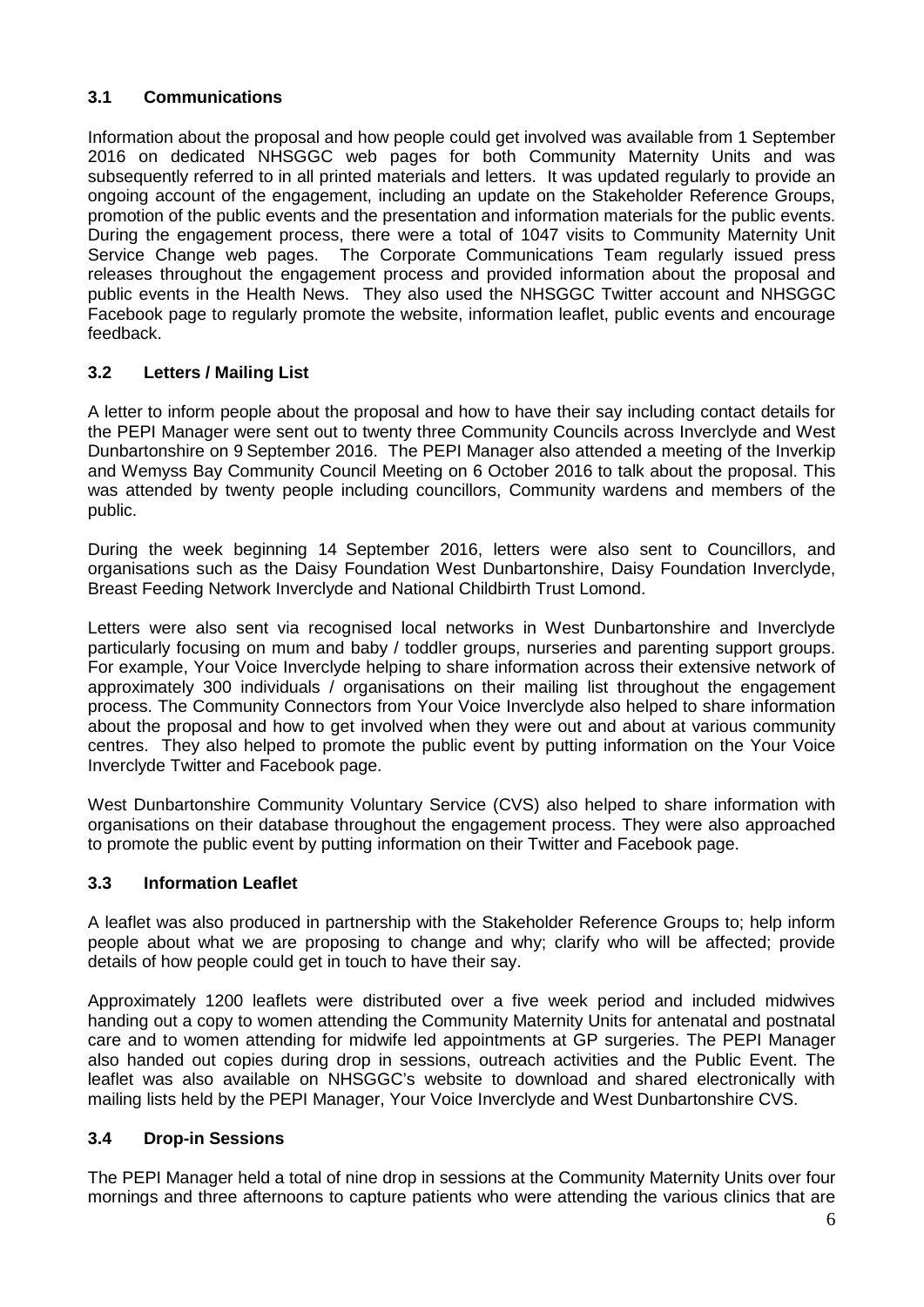### 3.1 Communications

Information about the proposal and how people could get involved was available from 1 September 2016 on dedicated NHSGGC web pages for both Community Maternity Units and was subsequently referred to in all printed materials and letters. It was updated regularly to provide an ongoing account of the engagement, including an update on the Stakeholder Reference Groups, promotion of the public events and the presentation and information materials for the public events. During the engagement process, there were a total of 1047 visits to Community Maternity Unit Service Change web pages. The Corporate Communications Team regularly issued press releases throughout the engagement process and provided information about the proposal and public events in the Health News. They also used the NHSGGC Twitter account and NHSGGC Facebook page to regularly promote the website, information leaflet, public events and encourage feedback.

### 3.2 Letters / Mailing List

A letter to inform people about the proposal and how to have their say including contact details for the PEPI Manager were sent out to twenty three Community Councils across Inverclyde and West Dunbartonshire on 9 September 2016. The PEPI Manager also attended a meeting of the Inverkip and Wemyss Bay Community Council Meeting on 6 October 2016 to talk about the proposal. This was attended by twenty people including councillors, Community wardens and members of the public.

During the week beginning 14 September 2016, letters were also sent to Councillors, and organisations such as the Daisy Foundation West Dunbartonshire, Daisy Foundation Inverclyde, Breast Feeding Network Inverclyde and National Childbirth Trust Lomond.

Letters were also sent via recognised local networks in West Dunbartonshire and Inverclyde particularly focusing on mum and baby / toddler groups, nurseries and parenting support groups. For example, Your Voice Inverclyde helping to share information across their extensive network of approximately 300 individuals / organisations on their mailing list throughout the engagement process. The Community Connectors from Your Voice Inverclyde also helped to share information about the proposal and how to get involved when they were out and about at various community centres. They also helped to promote the public event by putting information on the Your Voice Inverclyde Twitter and Facebook page.

West Dunbartonshire Community Voluntary Service (CVS) also helped to share information with organisations on their database throughout the engagement process. They were also approached to promote the public event by putting information on their Twitter and Facebook page.

### 3.3 Information Leaflet

A leaflet was also produced in partnership with the Stakeholder Reference Groups to; help inform people about what we are proposing to change and why; clarify who will be affected; provide details of how people could get in touch to have their say.

Approximately 1200 leaflets were distributed over a five week period and included midwives handing out a copy to women attending the Community Maternity Units for antenatal and postnatal care and to women attending for midwife led appointments at GP surgeries. The PEPI Manager also handed out copies during drop in sessions, outreach activities and the Public Event. The leaflet was also available on NHSGGC's website to download and shared electronically with mailing lists held by the PEPI Manager, Your Voice Inverclyde and West Dunbartonshire CVS.

### 3.4 Drop-in Sessions

The PEPI Manager held a total of nine drop in sessions at the Community Maternity Units over four mornings and three afternoons to capture patients who were attending the various clinics that are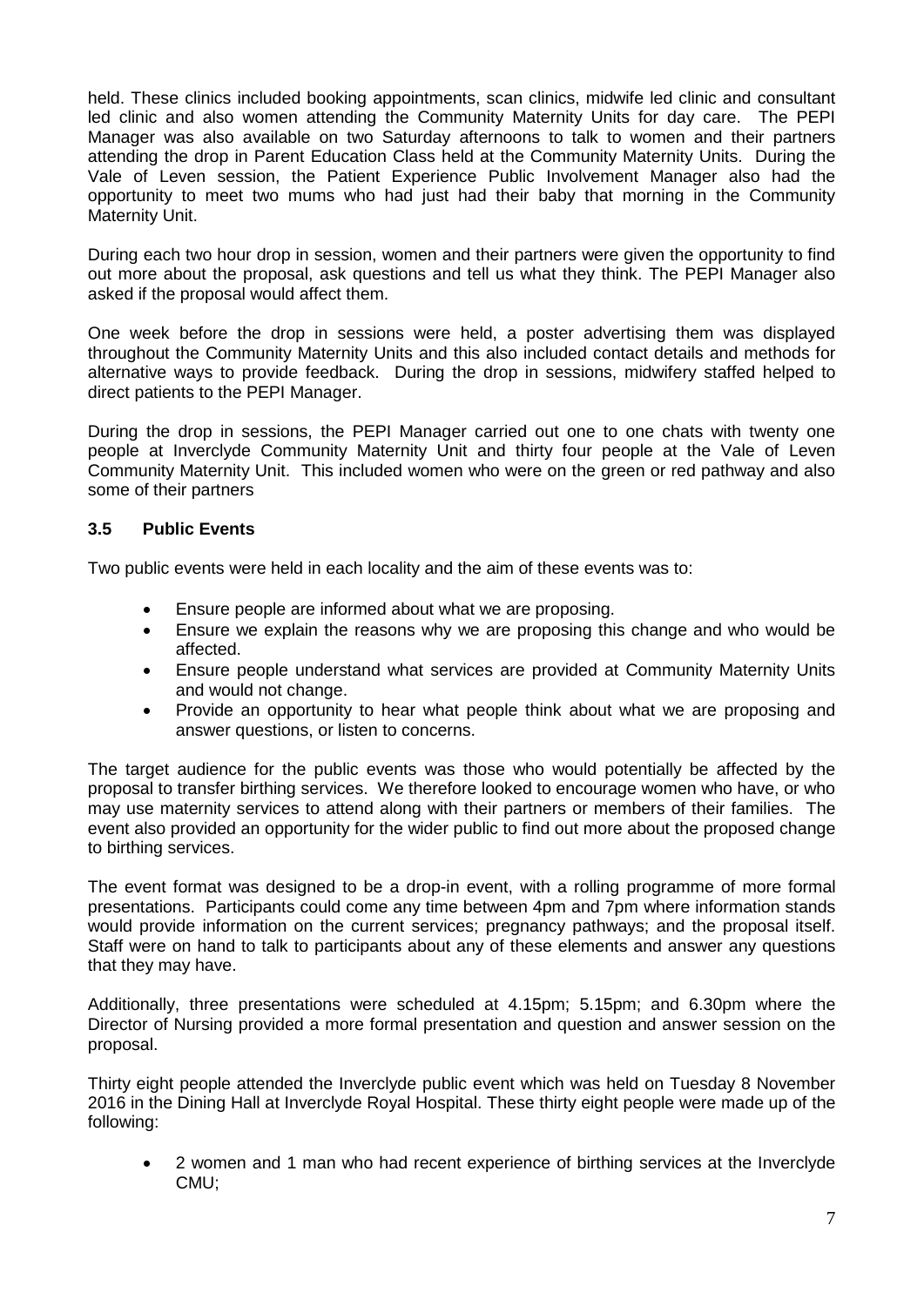held. These clinics included booking appointments, scan clinics, midwife led clinic and consultant led clinic and also women attending the Community Maternity Units for day care. The PEPI Manager was also available on two Saturday afternoons to talk to women and their partners attending the drop in Parent Education Class held at the Community Maternity Units. During the Vale of Leven session, the Patient Experience Public Involvement Manager also had the opportunity to meet two mums who had just had their baby that morning in the Community Maternity Unit.

During each two hour drop in session, women and their partners were given the opportunity to find out more about the proposal, ask questions and tell us what they think. The PEPI Manager also asked if the proposal would affect them.

One week before the drop in sessions were held, a poster advertising them was displayed throughout the Community Maternity Units and this also included contact details and methods for alternative ways to provide feedback. During the drop in sessions, midwifery staffed helped to direct patients to the PEPI Manager.

During the drop in sessions, the PEPI Manager carried out one to one chats with twenty one people at Inverclyde Community Maternity Unit and thirty four people at the Vale of Leven Community Maternity Unit. This included women who were on the green or red pathway and also some of their partners

### 3.5 Public Events

Two public events were held in each locality and the aim of these events was to:

- Ensure people are informed about what we are proposing.
- Ensure we explain the reasons why we are proposing this change and who would be affected.
- Ensure people understand what services are provided at Community Maternity Units and would not change.
- Provide an opportunity to hear what people think about what we are proposing and answer questions, or listen to concerns.

The target audience for the public events was those who would potentially be affected by the proposal to transfer birthing services. We therefore looked to encourage women who have, or who may use maternity services to attend along with their partners or members of their families. The event also provided an opportunity for the wider public to find out more about the proposed change to birthing services.

The event format was designed to be a drop-in event, with a rolling programme of more formal presentations. Participants could come any time between 4pm and 7pm where information stands would provide information on the current services; pregnancy pathways; and the proposal itself. Staff were on hand to talk to participants about any of these elements and answer any questions that they may have.

Additionally, three presentations were scheduled at 4.15pm; 5.15pm; and 6.30pm where the Director of Nursing provided a more formal presentation and question and answer session on the proposal.

Thirty eight people attended the Inverclyde public event which was held on Tuesday 8 November 2016 in the Dining Hall at Inverclyde Royal Hospital. These thirty eight people were made up of the following:

- 2 women and 1 man who had recent experience of birthing services at the Inverclyde CMU;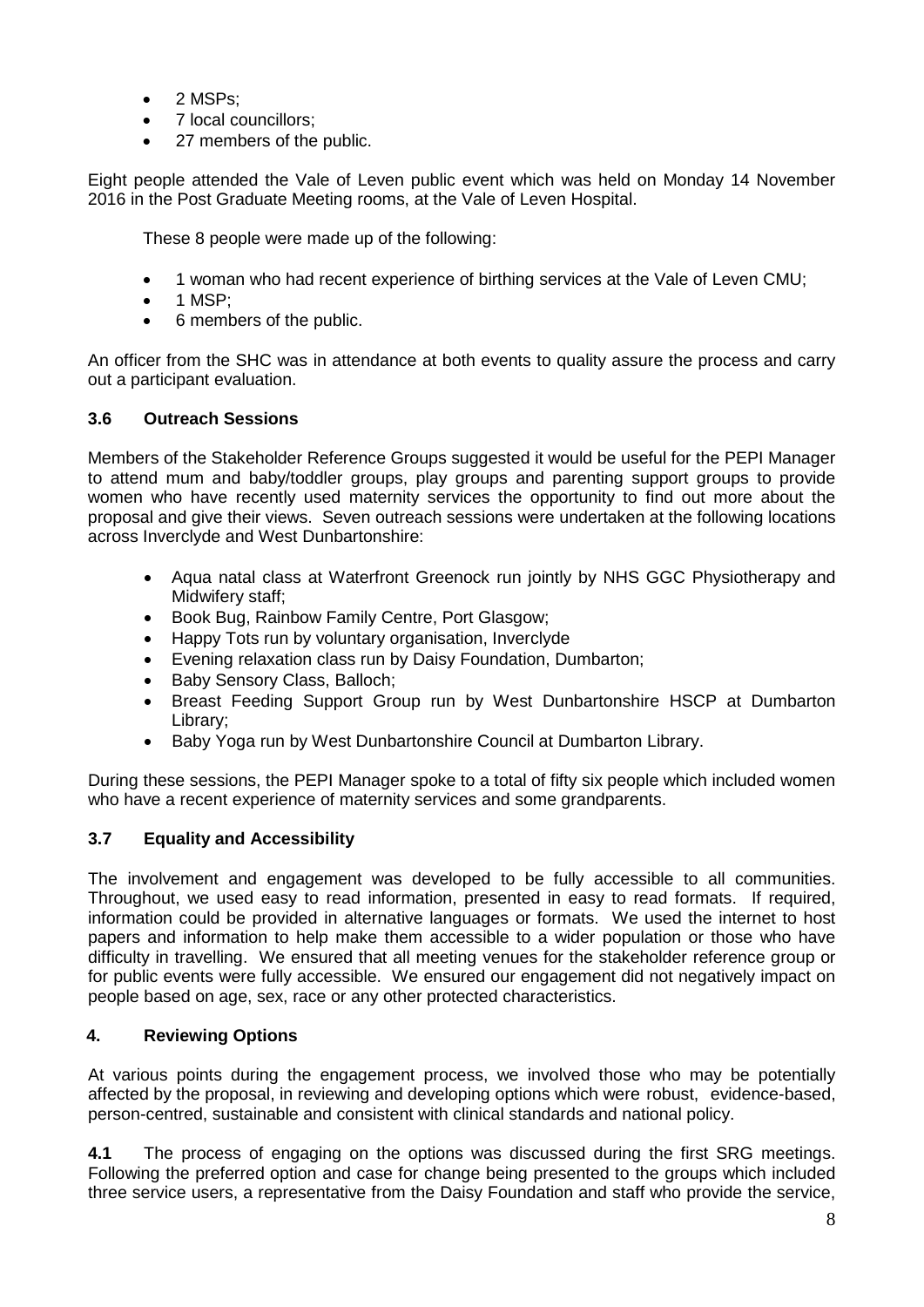- 2 MSPs;
- 7 local councillors;
- 27 members of the public.

Eight people attended the Vale of Leven public event which was held on Monday 14 November 2016 in the Post Graduate Meeting rooms, at the Vale of Leven Hospital.

These 8 people were made up of the following:

- 1 woman who had recent experience of birthing services at the Vale of Leven CMU;
- 1 MSP;
- 6 members of the public.

An officer from the SHC was in attendance at both events to quality assure the process and carry out a participant evaluation.

### 3.6 Outreach Sessions

Members of the Stakeholder Reference Groups suggested it would be useful for the PEPI Manager to attend mum and baby/toddler groups, play groups and parenting support groups to provide women who have recently used maternity services the opportunity to find out more about the proposal and give their views. Seven outreach sessions were undertaken at the following locations across Inverclyde and West Dunbartonshire:

- Aqua natal class at Waterfront Greenock run jointly by NHS GGC Physiotherapy and Midwifery staff;
- Book Bug, Rainbow Family Centre, Port Glasgow;
- Happy Tots run by voluntary organisation, Inverclyde
- Evening relaxation class run by Daisy Foundation, Dumbarton;
- Baby Sensory Class, Balloch;
- Breast Feeding Support Group run by West Dunbartonshire HSCP at Dumbarton Library;
- Baby Yoga run by West Dunbartonshire Council at Dumbarton Library.

During these sessions, the PEPI Manager spoke to a total of fifty six people which included women who have a recent experience of maternity services and some grandparents.

### 3.7 Equality and Accessibility

The involvement and engagement was developed to be fully accessible to all communities. Throughout, we used easy to read information, presented in easy to read formats. If required, information could be provided in alternative languages or formats. We used the internet to host papers and information to help make them accessible to a wider population or those who have difficulty in travelling. We ensured that all meeting venues for the stakeholder reference group or for public events were fully accessible. We ensured our engagement did not negatively impact on people based on age, sex, race or any other protected characteristics.

## 4. Reviewing Options

At various points during the engagement process, we involved those who may be potentially affected by the proposal, in reviewing and developing options which were robust, evidence-based, person-centred, sustainable and consistent with clinical standards and national policy.

**4.1** The process of engaging on the options was discussed during the first SRG meetings. Following the preferred option and case for change being presented to the groups which included three service users, a representative from the Daisy Foundation and staff who provide the service,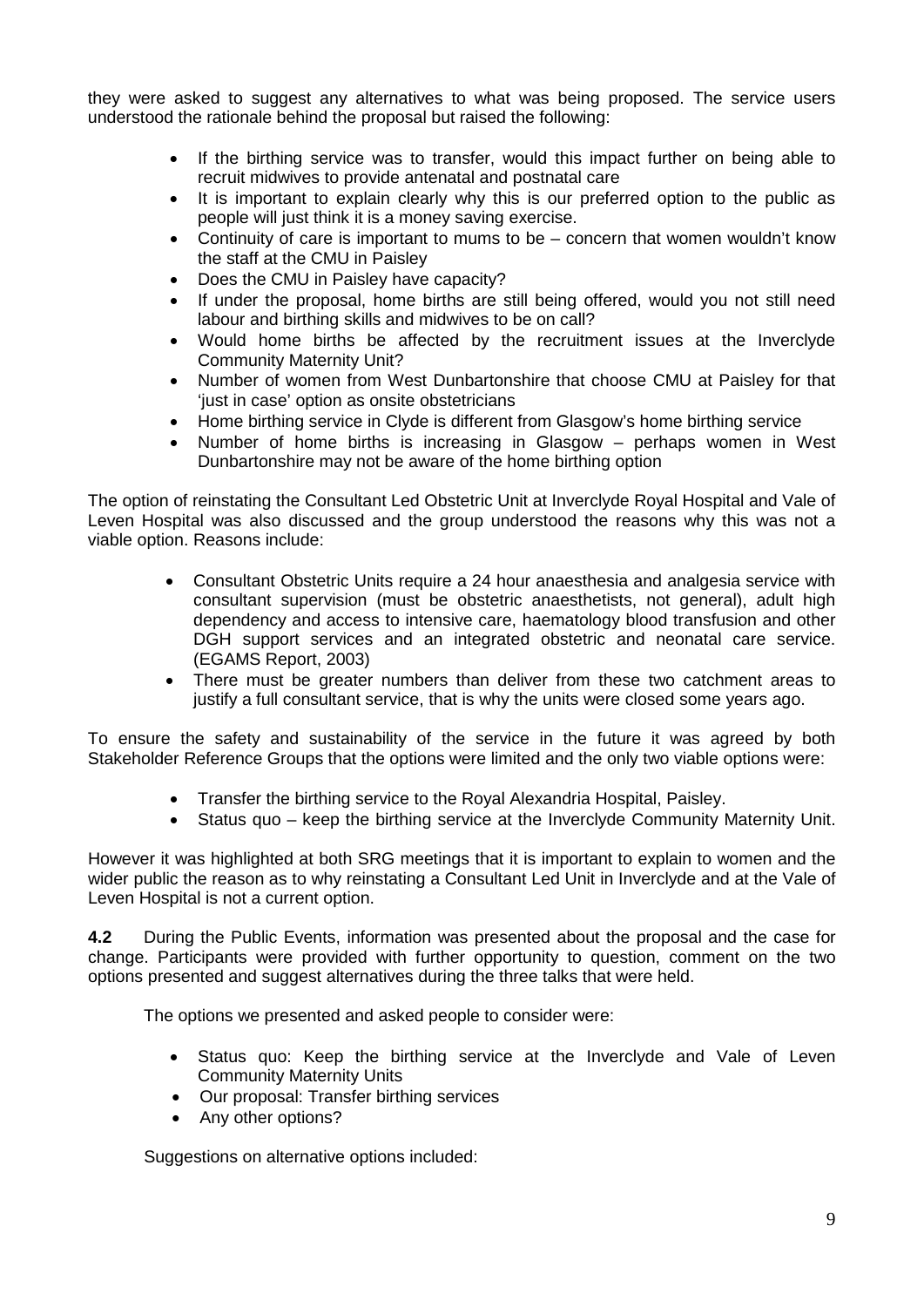they were asked to suggest any alternatives to what was being proposed. The service users understood the rationale behind the proposal but raised the following:

- If the birthing service was to transfer, would this impact further on being able to recruit midwives to provide antenatal and postnatal care
- It is important to explain clearly why this is our preferred option to the public as people will just think it is a money saving exercise.
- Continuity of care is important to mums to be – concern that women wouldn't know the staff at the CMU in Paisley
- Does the CMU in Paisley have capacity?
- If under the proposal, home births are still being offered, would you not still need labour and birthing skills and midwives to be on call?
- Would home births be affected by the recruitment issues at the Inverclyde Community Maternity Unit?
- Number of women from West Dunbartonshire that choose CMU at Paisley for that 'just in case' option as onsite obstetricians
- Home birthing service in Clyde is different from Glasgow's home birthing service
- Number of home births is increasing in Glasgow – perhaps women in West Dunbartonshire may not be aware of the home birthing option

The option of reinstating the Consultant Led Obstetric Unit at Inverclyde Royal Hospital and Vale of Leven Hospital was also discussed and the group understood the reasons why this was not a viable option. Reasons include:

- Consultant Obstetric Units require a 24 hour anaesthesia and analgesia service with consultant supervision (must be obstetric anaesthetists, not general), adult high dependency and access to intensive care, haematology blood transfusion and other DGH support services and an integrated obstetric and neonatal care service. (EGAMS Report, 2003)
- There must be greater numbers than deliver from these two catchment areas to justify a full consultant service, that is why the units were closed some years ago.

To ensure the safety and sustainability of the service in the future it was agreed by both Stakeholder Reference Groups that the options were limited and the only two viable options were:

- Transfer the birthing service to the Royal Alexandria Hospital, Paisley.
- Status quo – keep the birthing service at the Inverclyde Community Maternity Unit.

However it was highlighted at both SRG meetings that it is important to explain to women and the wider public the reason as to why reinstating a Consultant Led Unit in Inverclyde and at the Vale of Leven Hospital is not a current option.

**4.2** During the Public Events, information was presented about the proposal and the case for change. Participants were provided with further opportunity to question, comment on the two options presented and suggest alternatives during the three talks that were held.

The options we presented and asked people to consider were:

- Status quo: Keep the birthing service at the Inverclyde and Vale of Leven Community Maternity Units
- Our proposal: Transfer birthing services
- Any other options?

Suggestions on alternative options included: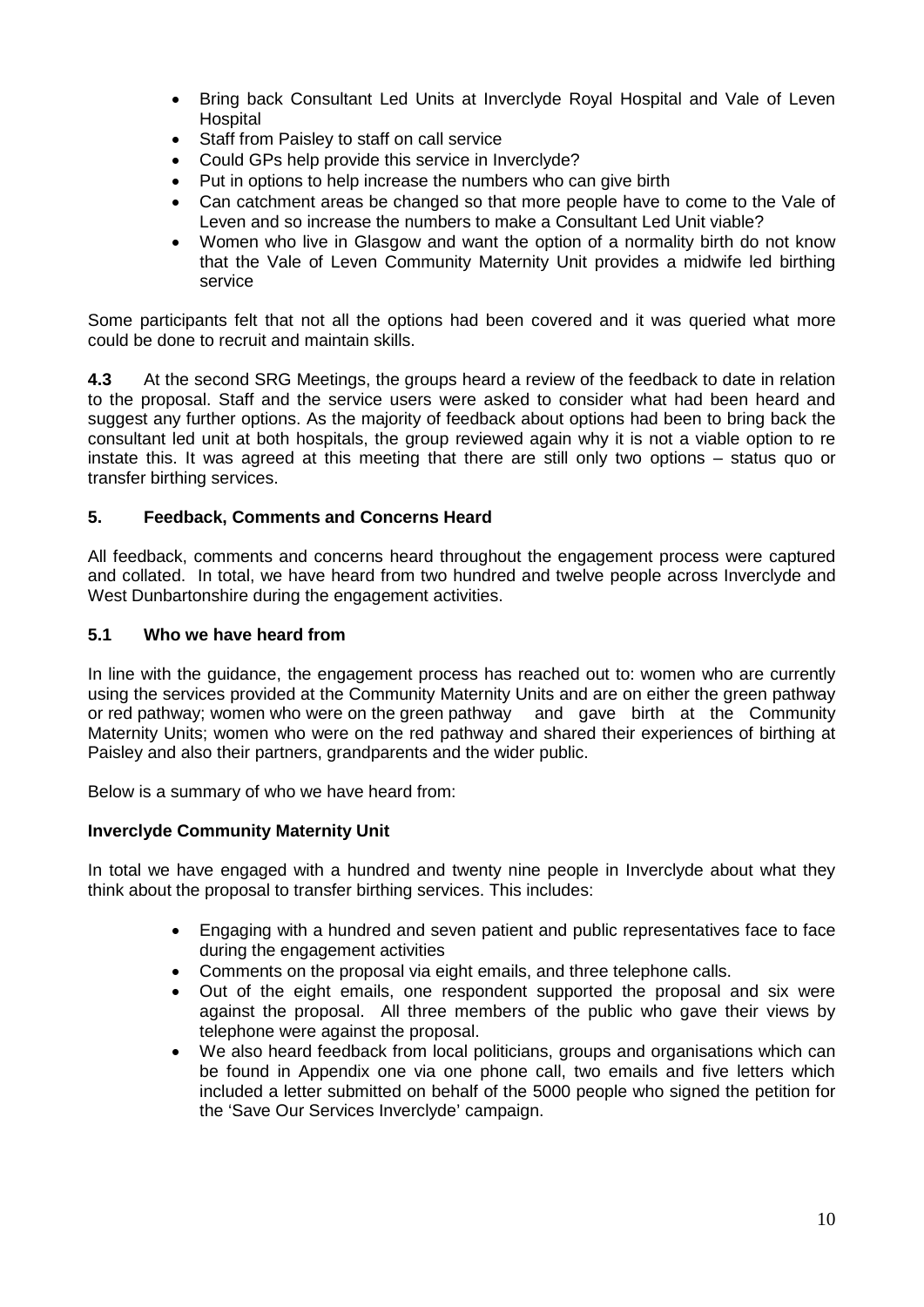- Bring back Consultant Led Units at Inverclyde Royal Hospital and Vale of Leven Hospital
- Staff from Paisley to staff on call service
- Could GPs help provide this service in Inverclyde?
- Put in options to help increase the numbers who can give birth
- Can catchment areas be changed so that more people have to come to the Vale of Leven and so increase the numbers to make a Consultant Led Unit viable?
- Women who live in Glasgow and want the option of a normality birth do not know that the Vale of Leven Community Maternity Unit provides a midwife led birthing service

Some participants felt that not all the options had been covered and it was queried what more could be done to recruit and maintain skills.

**4.3** At the second SRG Meetings, the groups heard a review of the feedback to date in relation to the proposal. Staff and the service users were asked to consider what had been heard and suggest any further options. As the majority of feedback about options had been to bring back the consultant led unit at both hospitals, the group reviewed again why it is not a viable option to re instate this. It was agreed at this meeting that there are still only two options – status quo or transfer birthing services.

## 5. Feedback, Comments and Concerns Heard

All feedback, comments and concerns heard throughout the engagement process were captured and collated. In total, we have heard from two hundred and twelve people across Inverclyde and West Dunbartonshire during the engagement activities.

### 5.1 Who we have heard from

In line with the guidance, the engagement process has reached out to: women who are currently using the services provided at the Community Maternity Units and are on either the green pathway or red pathway; women who were on the green pathway and gave birth at the Community Maternity Units; women who were on the red pathway and shared their experiences of birthing at Paisley and also their partners, grandparents and the wider public.

Below is a summary of who we have heard from:

**Inverclyde Community Maternity Unit**

In total we have engaged with a hundred and twenty nine people in Inverclyde about what they think about the proposal to transfer birthing services. This includes:

- Engaging with a hundred and seven patient and public representatives face to face during the engagement activities
- Comments on the proposal via eight emails, and three telephone calls.
- Out of the eight emails, one respondent supported the proposal and six were against the proposal. All three members of the public who gave their views by telephone were against the proposal.
- We also heard feedback from local politicians, groups and organisations which can be found in Appendix one via one phone call, two emails and five letters which included a letter submitted on behalf of the 5000 people who signed the petition for the 'Save Our Services Inverclyde' campaign.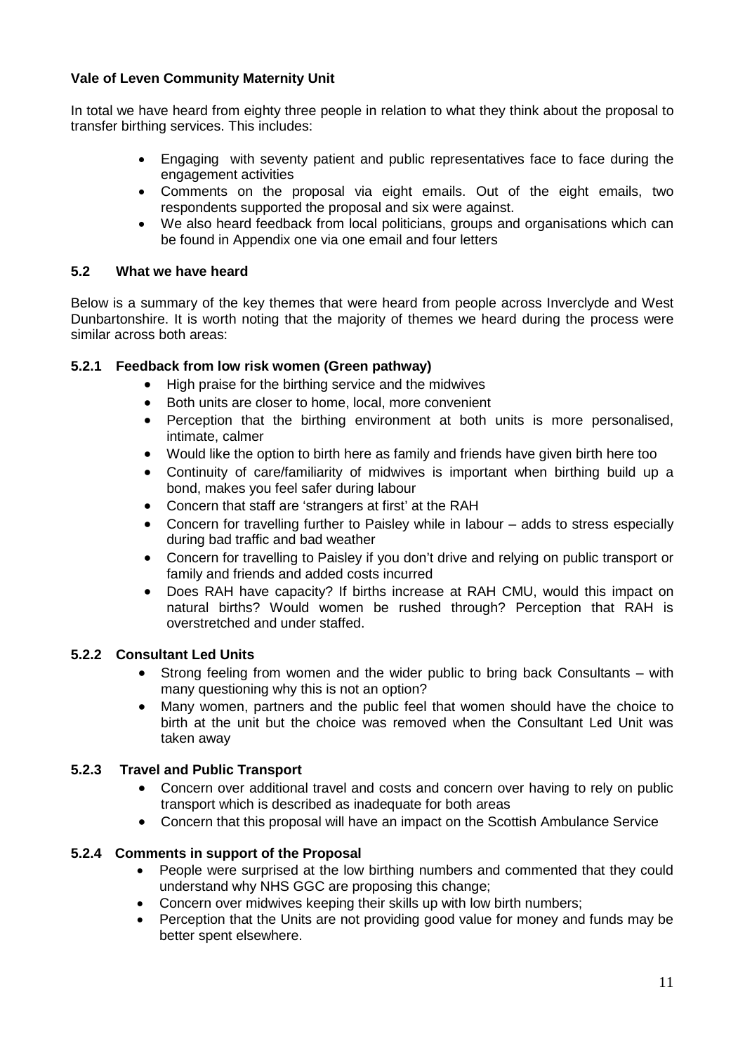**Vale of Leven Community Maternity Unit**

In total we have heard from eighty three people in relation to what they think about the proposal to transfer birthing services. This includes:

- Engaging with seventy patient and public representatives face to face during the engagement activities
- Comments on the proposal via eight emails. Out of the eight emails, two respondents supported the proposal and six were against.
- We also heard feedback from local politicians, groups and organisations which can be found in Appendix one via one email and four letters

### 5.2 What we have heard

Below is a summary of the key themes that were heard from people across Inverclyde and West Dunbartonshire. It is worth noting that the majority of themes we heard during the process were similar across both areas:

#### 5.2.1 Feedback from low risk women (Green pathway)

- High praise for the birthing service and the midwives
- Both units are closer to home, local, more convenient
- Perception that the birthing environment at both units is more personalised, intimate, calmer
- Would like the option to birth here as family and friends have given birth here too
- Continuity of care/familiarity of midwives is important when birthing build up a bond, makes you feel safer during labour
- Concern that staff are 'strangers at first' at the RAH
- Concern for travelling further to Paisley while in labour – adds to stress especially during bad traffic and bad weather
- Concern for travelling to Paisley if you don't drive and relying on public transport or family and friends and added costs incurred
- Does RAH have capacity? If births increase at RAH CMU, would this impact on natural births? Would women be rushed through? Perception that RAH is overstretched and under staffed.

#### 5.2.2 Consultant Led Units

- Strong feeling from women and the wider public to bring back Consultants – with many questioning why this is not an option?
- Many women, partners and the public feel that women should have the choice to birth at the unit but the choice was removed when the Consultant Led Unit was taken away

#### 5.2.3 Travel and Public Transport

- Concern over additional travel and costs and concern over having to rely on public transport which is described as inadequate for both areas
- Concern that this proposal will have an impact on the Scottish Ambulance Service

#### 5.2.4 Comments in support of the Proposal

- People were surprised at the low birthing numbers and commented that they could understand why NHS GGC are proposing this change;
- Concern over midwives keeping their skills up with low birth numbers;
- Perception that the Units are not providing good value for money and funds may be better spent elsewhere.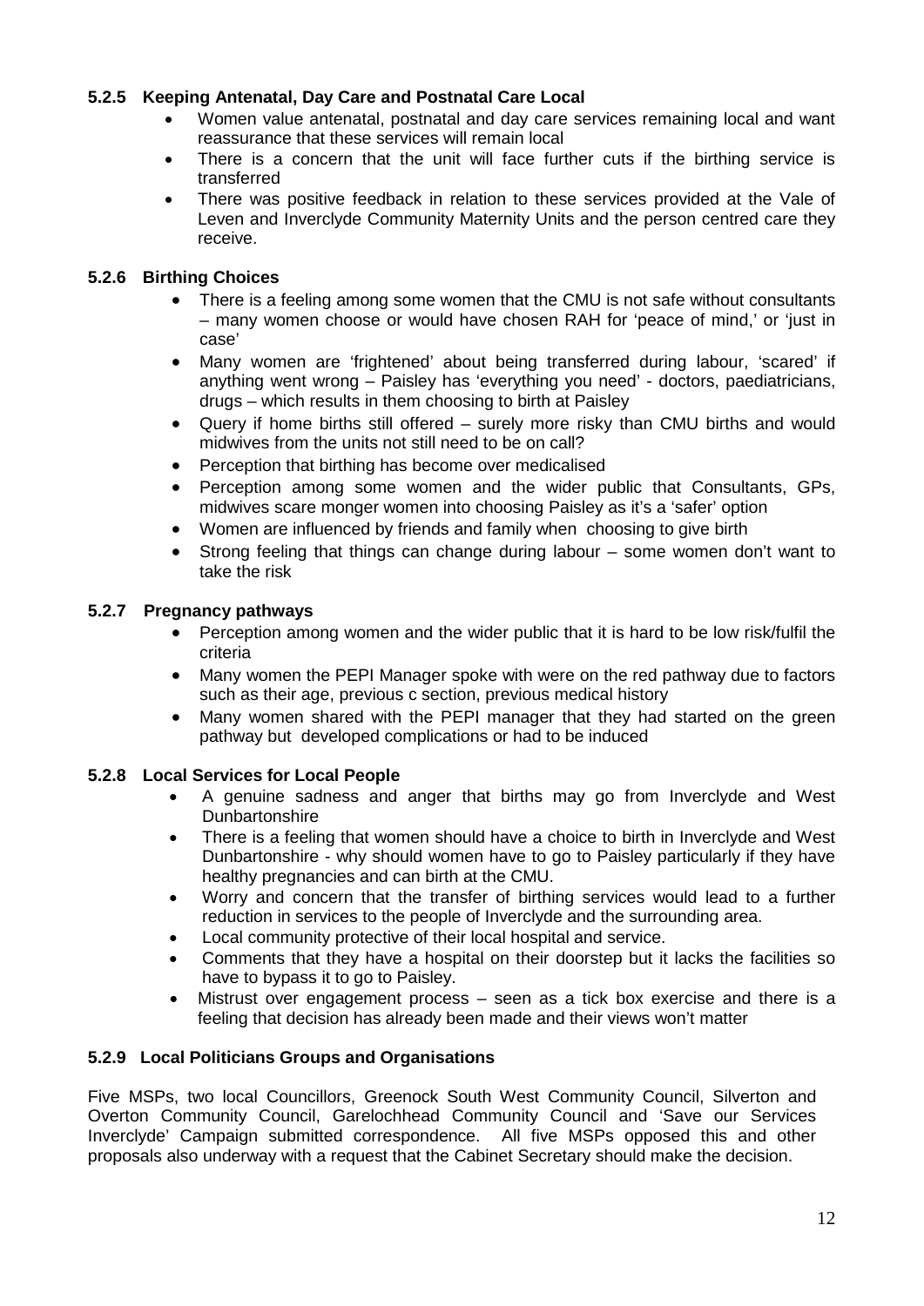#### 5.2.5 Keeping Antenatal, Day Care and Postnatal Care Local

- Women value antenatal, postnatal and day care services remaining local and want reassurance that these services will remain local
- There is a concern that the unit will face further cuts if the birthing service is transferred
- There was positive feedback in relation to these services provided at the Vale of Leven and Inverclyde Community Maternity Units and the person centred care they receive.

#### 5.2.6 Birthing Choices

- There is a feeling among some women that the CMU is not safe without consultants – many women choose or would have chosen RAH for 'peace of mind,' or 'just in case'
- Many women are 'frightened' about being transferred during labour, 'scared' if anything went wrong – Paisley has 'everything you need' - doctors, paediatricians, drugs – which results in them choosing to birth at Paisley
- Query if home births still offered – surely more risky than CMU births and would midwives from the units not still need to be on call?
- Perception that birthing has become over medicalised
- Perception among some women and the wider public that Consultants, GPs, midwives scare monger women into choosing Paisley as it's a 'safer' option
- Women are influenced by friends and family when choosing to give birth
- Strong feeling that things can change during labour – some women don't want to take the risk

#### 5.2.7 Pregnancy pathways

- Perception among women and the wider public that it is hard to be low risk/fulfil the criteria
- Many women the PEPI Manager spoke with were on the red pathway due to factors such as their age, previous c section, previous medical history
- Many women shared with the PEPI manager that they had started on the green pathway but developed complications or had to be induced

#### 5.2.8 Local Services for Local People

- A genuine sadness and anger that births may go from Inverclyde and West Dunbartonshire
- There is a feeling that women should have a choice to birth in Inverclyde and West Dunbartonshire - why should women have to go to Paisley particularly if they have healthy pregnancies and can birth at the CMU.
- Worry and concern that the transfer of birthing services would lead to a further reduction in services to the people of Inverclyde and the surrounding area.
- Local community protective of their local hospital and service.
- Comments that they have a hospital on their doorstep but it lacks the facilities so have to bypass it to go to Paisley.
- Mistrust over engagement process – seen as a tick box exercise and there is a feeling that decision has already been made and their views won't matter

#### 5.2.9 Local Politicians Groups and Organisations

Five MSPs, two local Councillors, Greenock South West Community Council, Silverton and Overton Community Council, Garelochhead Community Council and 'Save our Services Inverclyde' Campaign submitted correspondence. All five MSPs opposed this and other proposals also underway with a request that the Cabinet Secretary should make the decision.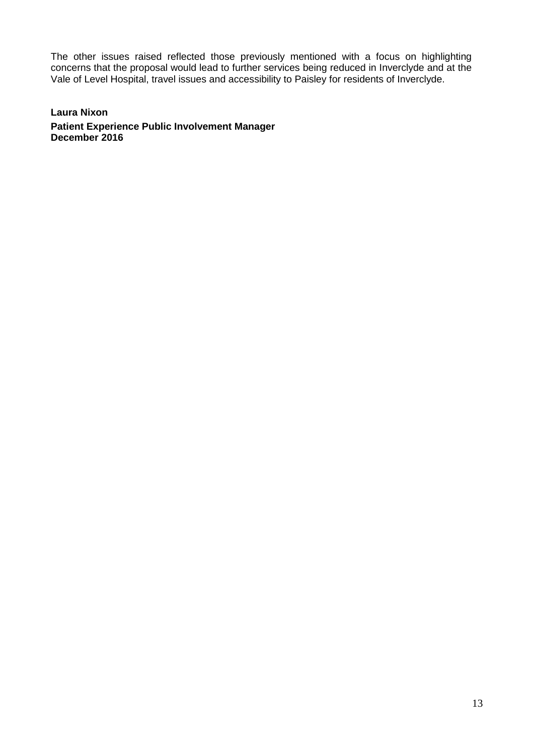The other issues raised reflected those previously mentioned with a focus on highlighting concerns that the proposal would lead to further services being reduced in Inverclyde and at the Vale of Level Hospital, travel issues and accessibility to Paisley for residents of Inverclyde.

**Laura Nixon**

**Patient Experience Public Involvement Manager**
**December 2016**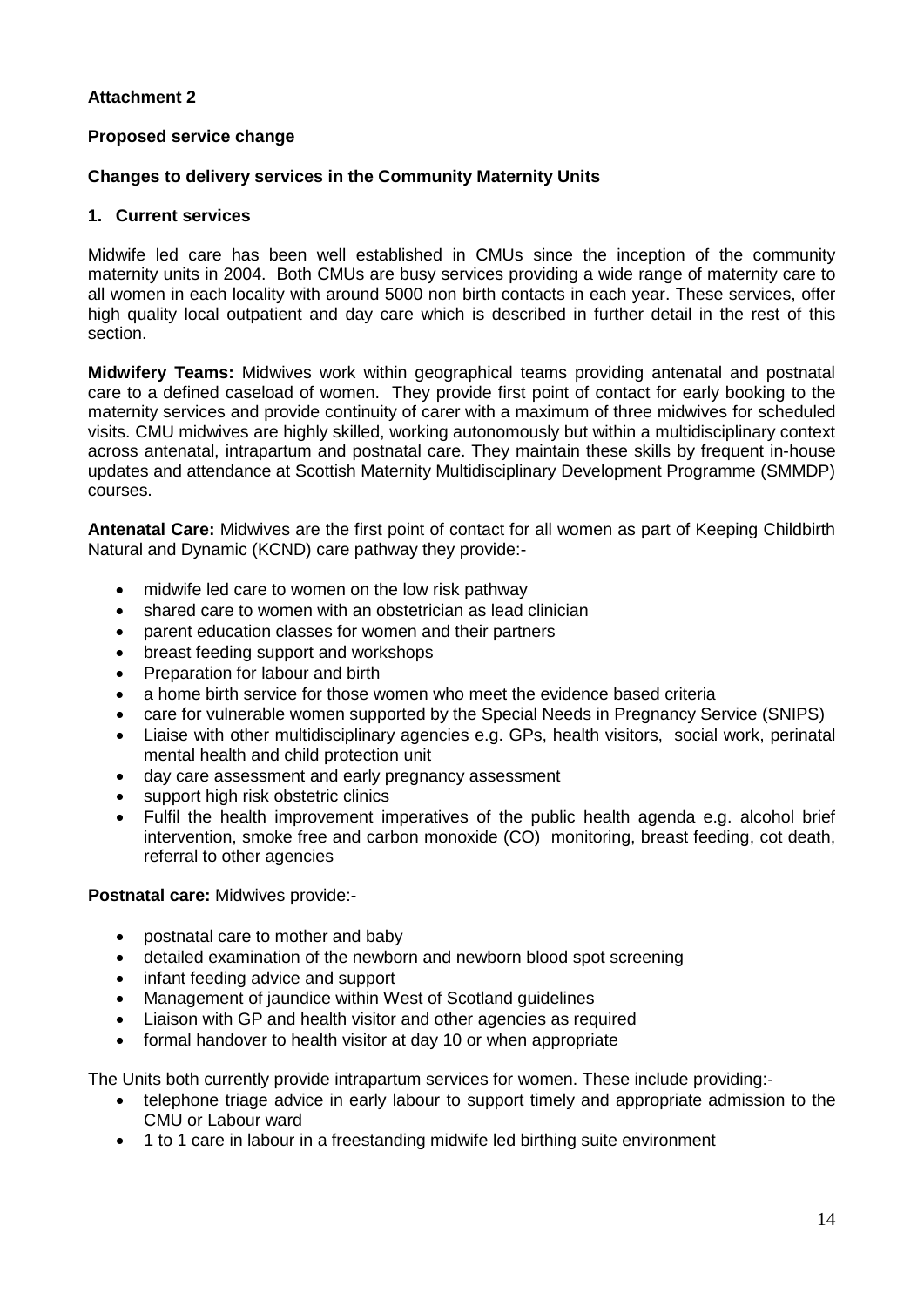**Attachment 2**

**Proposed service change**

**Changes to delivery services in the Community Maternity Units**

**1. Current services**

Midwife led care has been well established in CMUs since the inception of the community maternity units in 2004. Both CMUs are busy services providing a wide range of maternity care to all women in each locality with around 5000 non birth contacts in each year. These services, offer high quality local outpatient and day care which is described in further detail in the rest of this section.

**Midwifery Teams:** Midwives work within geographical teams providing antenatal and postnatal care to a defined caseload of women. They provide first point of contact for early booking to the maternity services and provide continuity of carer with a maximum of three midwives for scheduled visits. CMU midwives are highly skilled, working autonomously but within a multidisciplinary context across antenatal, intrapartum and postnatal care. They maintain these skills by frequent in-house updates and attendance at Scottish Maternity Multidisciplinary Development Programme (SMMDP) courses.

**Antenatal Care:** Midwives are the first point of contact for all women as part of Keeping Childbirth Natural and Dynamic (KCND) care pathway they provide:-

- midwife led care to women on the low risk pathway
- shared care to women with an obstetrician as lead clinician
- parent education classes for women and their partners
- breast feeding support and workshops
- Preparation for labour and birth
- a home birth service for those women who meet the evidence based criteria
- care for vulnerable women supported by the Special Needs in Pregnancy Service (SNIPS)
- Liaise with other multidisciplinary agencies e.g. GPs, health visitors, social work, perinatal mental health and child protection unit
- day care assessment and early pregnancy assessment
- support high risk obstetric clinics
- Fulfil the health improvement imperatives of the public health agenda e.g. alcohol brief intervention, smoke free and carbon monoxide (CO) monitoring, breast feeding, cot death, referral to other agencies

**Postnatal care:** Midwives provide:-

- postnatal care to mother and baby
- detailed examination of the newborn and newborn blood spot screening
- infant feeding advice and support
- Management of jaundice within West of Scotland guidelines
- Liaison with GP and health visitor and other agencies as required
- formal handover to health visitor at day 10 or when appropriate

The Units both currently provide intrapartum services for women. These include providing:-

- telephone triage advice in early labour to support timely and appropriate admission to the CMU or Labour ward
- 1 to 1 care in labour in a freestanding midwife led birthing suite environment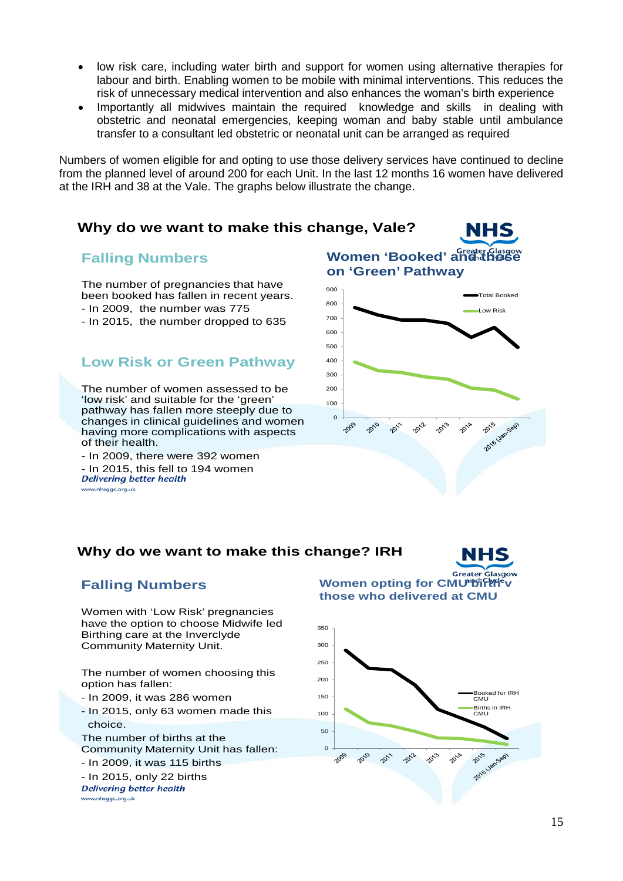- low risk care, including water birth and support for women using alternative therapies for labour and birth. Enabling women to be mobile with minimal interventions. This reduces the risk of unnecessary medical intervention and also enhances the woman's birth experience
- Importantly all midwives maintain the required knowledge and skills in dealing with obstetric and neonatal emergencies, keeping woman and baby stable until ambulance transfer to a consultant led obstetric or neonatal unit can be arranged as required

Numbers of women eligible for and opting to use those delivery services have continued to decline from the planned level of around 200 for each Unit. In the last 12 months 16 women have delivered at the IRH and 38 at the Vale. The graphs below illustrate the change.

## Why do we want to make this change, Vale?

NHS Greater Glasgow and Clyde

### Falling Numbers

The number of pregnancies that have been booked has fallen in recent years.
- In 2009, the number was 775
- In 2015, the number dropped to 635

### Low Risk or Green Pathway

The number of women assessed to be 'low risk' and suitable for the 'green' pathway has fallen more steeply due to changes in clinical guidelines and women having more complications with aspects of their health.
- In 2009, there were 392 women
- In 2015, this fell to 194 women

**Women 'Booked' and those on 'Green' Pathway**

(Chart: Total Booked and Low Risk, 2009 – 2016 (Jan-Sep); y-axis 0–900)

*Delivering better health*
www.nhsggc.org.uk

## Why do we want to make this change? IRH

NHS Greater Glasgow and Clyde

### Falling Numbers

Women with 'Low Risk' pregnancies have the option to choose Midwife led Birthing care at the Inverclyde Community Maternity Unit.

The number of women choosing this option has fallen:
- In 2009, it was 286 women
- In 2015, only 63 women made this choice.

The number of births at the Community Maternity Unit has fallen:
- In 2009, it was 115 births
- In 2015, only 22 births

**Women opting for CMU birth v those who delivered at CMU**

(Chart: Booked for IRH CMU and Births in IRH CMU, 2009 – 2016 (Jan-Sep); y-axis 0–350)

*Delivering better health*
www.nhsggc.org.uk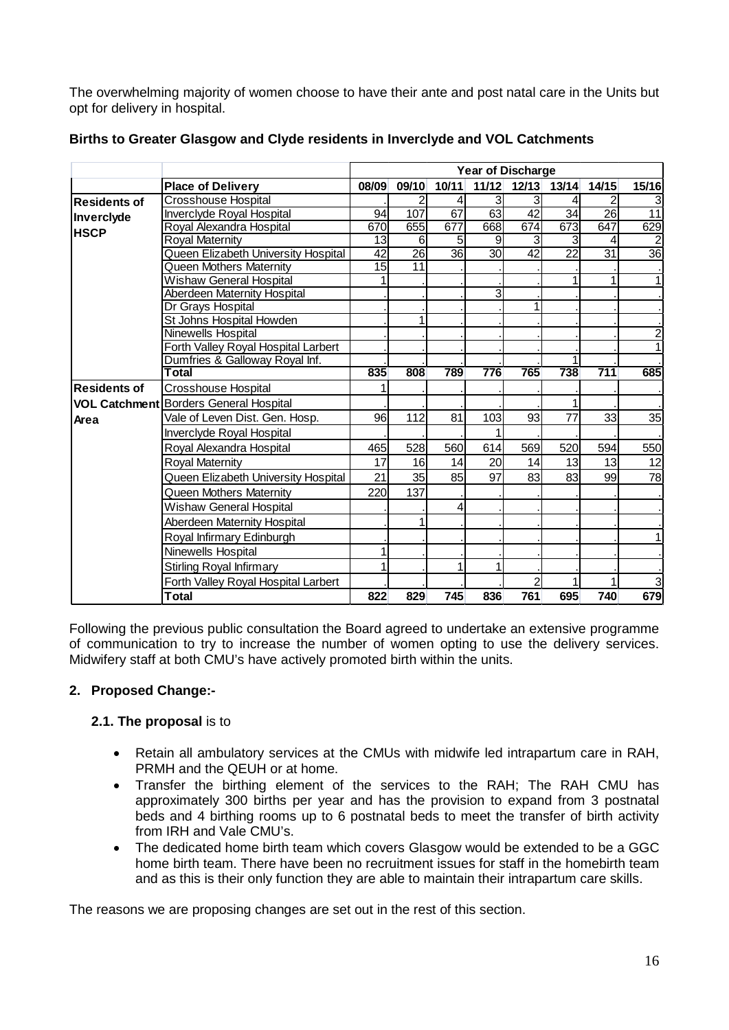The overwhelming majority of women choose to have their ante and post natal care in the Units but opt for delivery in hospital.

**Births to Greater Glasgow and Clyde residents in Inverclyde and VOL Catchments**

| | | Year of Discharge | | | | | | | |
|---|---|---|---|---|---|---|---|---|---|
| | **Place of Delivery** | **08/09** | **09/10** | **10/11** | **11/12** | **12/13** | **13/14** | **14/15** | **15/16** |
| **Residents of Inverclyde HSCP** | Crosshouse Hospital | . | 2 | 4 | 3 | 3 | 4 | 2 | 3 |
| | Inverclyde Royal Hospital | 94 | 107 | 67 | 63 | 42 | 34 | 26 | 11 |
| | Royal Alexandra Hospital | 670 | 655 | 677 | 668 | 674 | 673 | 647 | 629 |
| | Royal Maternity | 13 | 6 | 5 | 9 | 3 | 3 | 4 | 2 |
| | Queen Elizabeth University Hospital | 42 | 26 | 36 | 30 | 42 | 22 | 31 | 36 |
| | Queen Mothers Maternity | 15 | 11 | . | . | . | . | . | . |
| | Wishaw General Hospital | 1 | . | . | . | . | 1 | 1 | 1 |
| | Aberdeen Maternity Hospital | . | . | . | 3 | . | . | . | . |
| | Dr Grays Hospital | . | . | . | . | 1 | . | . | . |
| | St Johns Hospital Howden | . | 1 | . | . | . | . | . | . |
| | Ninewells Hospital | . | . | . | . | . | . | . | 2 |
| | Forth Valley Royal Hospital Larbert | . | . | . | . | . | . | . | 1 |
| | Dumfries & Galloway Royal Inf. | . | . | . | . | . | 1 | . | . |
| | **Total** | **835** | **808** | **789** | **776** | **765** | **738** | **711** | **685** |
| **Residents of VOL Catchment Area** | Crosshouse Hospital | 1 | . | . | . | . | . | . | . |
| | Borders General Hospital | . | . | . | . | . | 1 | . | . |
| | Vale of Leven Dist. Gen. Hosp. | 96 | 112 | 81 | 103 | 93 | 77 | 33 | 35 |
| | Inverclyde Royal Hospital | . | . | . | 1 | . | . | . | . |
| | Royal Alexandra Hospital | 465 | 528 | 560 | 614 | 569 | 520 | 594 | 550 |
| | Royal Maternity | 17 | 16 | 14 | 20 | 14 | 13 | 13 | 12 |
| | Queen Elizabeth University Hospital | 21 | 35 | 85 | 97 | 83 | 83 | 99 | 78 |
| | Queen Mothers Maternity | 220 | 137 | . | . | . | . | . | . |
| | Wishaw General Hospital | . | . | 4 | . | . | . | . | . |
| | Aberdeen Maternity Hospital | . | 1 | . | . | . | . | . | . |
| | Royal Infirmary Edinburgh | . | . | . | . | . | . | . | 1 |
| | Ninewells Hospital | 1 | . | . | . | . | . | . | . |
| | Stirling Royal Infirmary | 1 | . | 1 | 1 | . | . | . | . |
| | Forth Valley Royal Hospital Larbert | . | . | . | . | 2 | 1 | 1 | 3 |
| | **Total** | **822** | **829** | **745** | **836** | **761** | **695** | **740** | **679** |

Following the previous public consultation the Board agreed to undertake an extensive programme of communication to try to increase the number of women opting to use the delivery services. Midwifery staff at both CMU's have actively promoted birth within the units.

## 2. Proposed Change:-

### 2.1. The proposal is to

- Retain all ambulatory services at the CMUs with midwife led intrapartum care in RAH, PRMH and the QEUH or at home.
- Transfer the birthing element of the services to the RAH; The RAH CMU has approximately 300 births per year and has the provision to expand from 3 postnatal beds and 4 birthing rooms up to 6 postnatal beds to meet the transfer of birth activity from IRH and Vale CMU's.
- The dedicated home birth team which covers Glasgow would be extended to be a GGC home birth team. There have been no recruitment issues for staff in the homebirth team and as this is their only function they are able to maintain their intrapartum care skills.

The reasons we are proposing changes are set out in the rest of this section.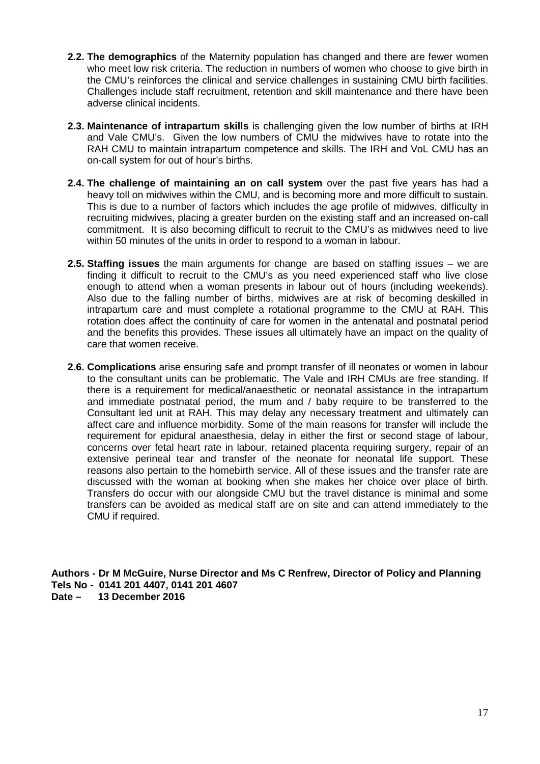**2.2. The demographics** of the Maternity population has changed and there are fewer women who meet low risk criteria. The reduction in numbers of women who choose to give birth in the CMU's reinforces the clinical and service challenges in sustaining CMU birth facilities. Challenges include staff recruitment, retention and skill maintenance and there have been adverse clinical incidents.

**2.3. Maintenance of intrapartum skills** is challenging given the low number of births at IRH and Vale CMU's. Given the low numbers of CMU the midwives have to rotate into the RAH CMU to maintain intrapartum competence and skills. The IRH and VoL CMU has an on-call system for out of hour's births.

**2.4. The challenge of maintaining an on call system** over the past five years has had a heavy toll on midwives within the CMU, and is becoming more and more difficult to sustain. This is due to a number of factors which includes the age profile of midwives, difficulty in recruiting midwives, placing a greater burden on the existing staff and an increased on-call commitment. It is also becoming difficult to recruit to the CMU's as midwives need to live within 50 minutes of the units in order to respond to a woman in labour.

**2.5. Staffing issues** the main arguments for change are based on staffing issues – we are finding it difficult to recruit to the CMU's as you need experienced staff who live close enough to attend when a woman presents in labour out of hours (including weekends). Also due to the falling number of births, midwives are at risk of becoming deskilled in intrapartum care and must complete a rotational programme to the CMU at RAH. This rotation does affect the continuity of care for women in the antenatal and postnatal period and the benefits this provides. These issues all ultimately have an impact on the quality of care that women receive.

**2.6. Complications** arise ensuring safe and prompt transfer of ill neonates or women in labour to the consultant units can be problematic. The Vale and IRH CMUs are free standing. If there is a requirement for medical/anaesthetic or neonatal assistance in the intrapartum and immediate postnatal period, the mum and / baby require to be transferred to the Consultant led unit at RAH. This may delay any necessary treatment and ultimately can affect care and influence morbidity. Some of the main reasons for transfer will include the requirement for epidural anaesthesia, delay in either the first or second stage of labour, concerns over fetal heart rate in labour, retained placenta requiring surgery, repair of an extensive perineal tear and transfer of the neonate for neonatal life support. These reasons also pertain to the homebirth service. All of these issues and the transfer rate are discussed with the woman at booking when she makes her choice over place of birth. Transfers do occur with our alongside CMU but the travel distance is minimal and some transfers can be avoided as medical staff are on site and can attend immediately to the CMU if required.

**Authors - Dr M McGuire, Nurse Director and Ms C Renfrew, Director of Policy and Planning**
**Tels No - 0141 201 4407, 0141 201 4607**
**Date – 13 December 2016**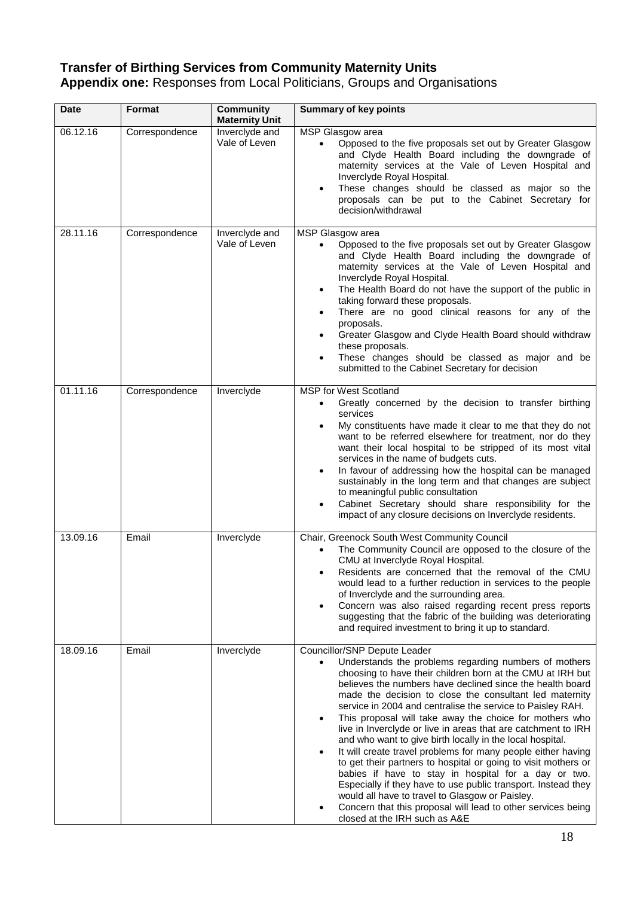# Transfer of Birthing Services from Community Maternity Units

**Appendix one:** Responses from Local Politicians, Groups and Organisations

| Date | Format | Community Maternity Unit | Summary of key points |
|---|---|---|---|
| 06.12.16 | Correspondence | Inverclyde and Vale of Leven | MSP Glasgow area<br>• Opposed to the five proposals set out by Greater Glasgow and Clyde Health Board including the downgrade of maternity services at the Vale of Leven Hospital and Inverclyde Royal Hospital.<br>• These changes should be classed as major so the proposals can be put to the Cabinet Secretary for decision/withdrawal |
| 28.11.16 | Correspondence | Inverclyde and Vale of Leven | MSP Glasgow area<br>• Opposed to the five proposals set out by Greater Glasgow and Clyde Health Board including the downgrade of maternity services at the Vale of Leven Hospital and Inverclyde Royal Hospital.<br>• The Health Board do not have the support of the public in taking forward these proposals.<br>• There are no good clinical reasons for any of the proposals.<br>• Greater Glasgow and Clyde Health Board should withdraw these proposals.<br>• These changes should be classed as major and be submitted to the Cabinet Secretary for decision |
| 01.11.16 | Correspondence | Inverclyde | MSP for West Scotland<br>• Greatly concerned by the decision to transfer birthing services<br>• My constituents have made it clear to me that they do not want to be referred elsewhere for treatment, nor do they want their local hospital to be stripped of its most vital services in the name of budgets cuts.<br>• In favour of addressing how the hospital can be managed sustainably in the long term and that changes are subject to meaningful public consultation<br>• Cabinet Secretary should share responsibility for the impact of any closure decisions on Inverclyde residents. |
| 13.09.16 | Email | Inverclyde | Chair, Greenock South West Community Council<br>• The Community Council are opposed to the closure of the CMU at Inverclyde Royal Hospital.<br>• Residents are concerned that the removal of the CMU would lead to a further reduction in services to the people of Inverclyde and the surrounding area.<br>• Concern was also raised regarding recent press reports suggesting that the fabric of the building was deteriorating and required investment to bring it up to standard. |
| 18.09.16 | Email | Inverclyde | Councillor/SNP Depute Leader<br>• Understands the problems regarding numbers of mothers choosing to have their children born at the CMU at IRH but believes the numbers have declined since the health board made the decision to close the consultant led maternity service in 2004 and centralise the service to Paisley RAH.<br>• This proposal will take away the choice for mothers who live in Inverclyde or live in areas that are catchment to IRH and who want to give birth locally in the local hospital.<br>• It will create travel problems for many people either having to get their partners to hospital or going to visit mothers or babies if have to stay in hospital for a day or two. Especially if they have to use public transport. Instead they would all have to travel to Glasgow or Paisley.<br>• Concern that this proposal will lead to other services being closed at the IRH such as A&E |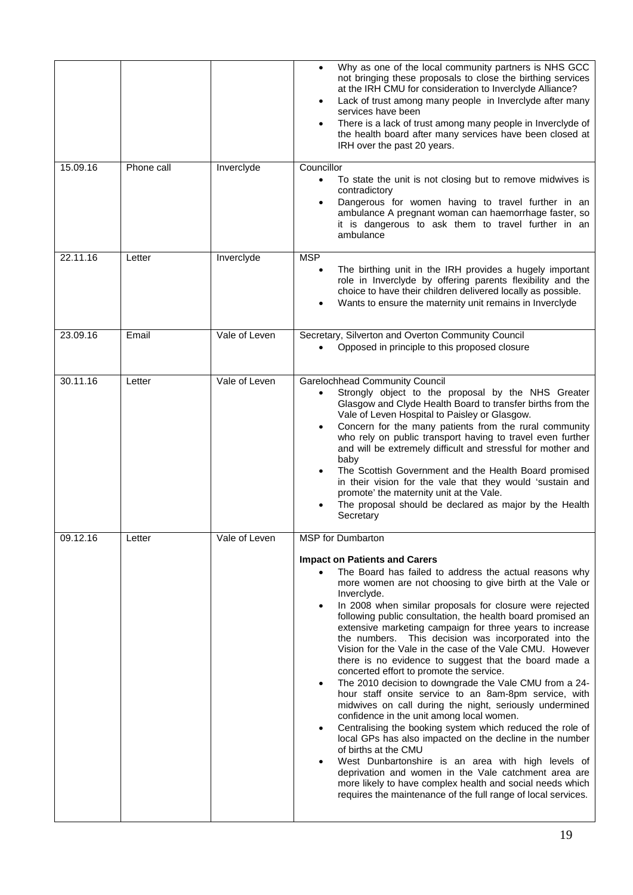| | | | |
|---|---|---|---|
| | | | • Why as one of the local community partners is NHS GCC not bringing these proposals to close the birthing services at the IRH CMU for consideration to Inverclyde Alliance?<br>• Lack of trust among many people in Inverclyde after many services have been<br>• There is a lack of trust among many people in Inverclyde of the health board after many services have been closed at IRH over the past 20 years. |
| 15.09.16 | Phone call | Inverclyde | Councillor<br>• To state the unit is not closing but to remove midwives is contradictory<br>• Dangerous for women having to travel further in an ambulance A pregnant woman can haemorrhage faster, so it is dangerous to ask them to travel further in an ambulance |
| 22.11.16 | Letter | Inverclyde | MSP<br>• The birthing unit in the IRH provides a hugely important role in Inverclyde by offering parents flexibility and the choice to have their children delivered locally as possible.<br>• Wants to ensure the maternity unit remains in Inverclyde |
| 23.09.16 | Email | Vale of Leven | Secretary, Silverton and Overton Community Council<br>• Opposed in principle to this proposed closure |
| 30.11.16 | Letter | Vale of Leven | Garelochhead Community Council<br>• Strongly object to the proposal by the NHS Greater Glasgow and Clyde Health Board to transfer births from the Vale of Leven Hospital to Paisley or Glasgow.<br>• Concern for the many patients from the rural community who rely on public transport having to travel even further and will be extremely difficult and stressful for mother and baby<br>• The Scottish Government and the Health Board promised in their vision for the vale that they would 'sustain and promote' the maternity unit at the Vale.<br>• The proposal should be declared as major by the Health Secretary |
| 09.12.16 | Letter | Vale of Leven | MSP for Dumbarton<br><br>**Impact on Patients and Carers**<br>• The Board has failed to address the actual reasons why more women are not choosing to give birth at the Vale or Inverclyde.<br>• In 2008 when similar proposals for closure were rejected following public consultation, the health board promised an extensive marketing campaign for three years to increase the numbers. This decision was incorporated into the Vision for the Vale in the case of the Vale CMU. However there is no evidence to suggest that the board made a concerted effort to promote the service.<br>• The 2010 decision to downgrade the Vale CMU from a 24-hour staff onsite service to an 8am-8pm service, with midwives on call during the night, seriously undermined confidence in the unit among local women.<br>• Centralising the booking system which reduced the role of local GPs has also impacted on the decline in the number of births at the CMU<br>• West Dunbartonshire is an area with high levels of deprivation and women in the Vale catchment area are more likely to have complex health and social needs which requires the maintenance of the full range of local services. |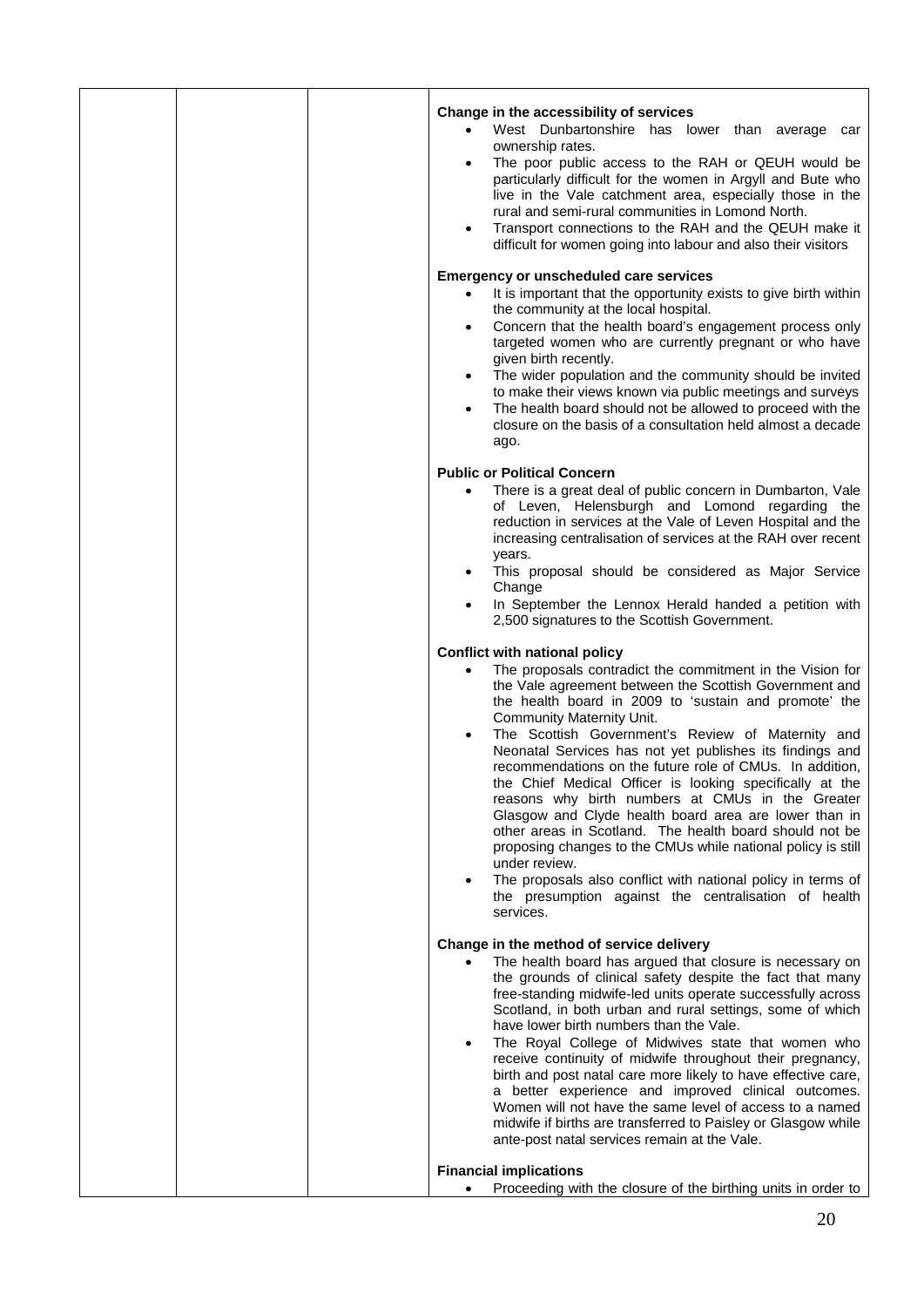| | | | **Change in the accessibility of services**<br>• West Dunbartonshire has lower than average car ownership rates.<br>• The poor public access to the RAH or QEUH would be particularly difficult for the women in Argyll and Bute who live in the Vale catchment area, especially those in the rural and semi-rural communities in Lomond North.<br>• Transport connections to the RAH and the QEUH make it difficult for women going into labour and also their visitors<br><br>**Emergency or unscheduled care services**<br>• It is important that the opportunity exists to give birth within the community at the local hospital.<br>• Concern that the health board's engagement process only targeted women who are currently pregnant or who have given birth recently.<br>• The wider population and the community should be invited to make their views known via public meetings and surveys<br>• The health board should not be allowed to proceed with the closure on the basis of a consultation held almost a decade ago.<br><br>**Public or Political Concern**<br>• There is a great deal of public concern in Dumbarton, Vale of Leven, Helensburgh and Lomond regarding the reduction in services at the Vale of Leven Hospital and the increasing centralisation of services at the RAH over recent years.<br>• This proposal should be considered as Major Service Change<br>• In September the Lennox Herald handed a petition with 2,500 signatures to the Scottish Government.<br><br>**Conflict with national policy**<br>• The proposals contradict the commitment in the Vision for the Vale agreement between the Scottish Government and the health board in 2009 to 'sustain and promote' the Community Maternity Unit.<br>• The Scottish Government's Review of Maternity and Neonatal Services has not yet publishes its findings and recommendations on the future role of CMUs. In addition, the Chief Medical Officer is looking specifically at the reasons why birth numbers at CMUs in the Greater Glasgow and Clyde health board area are lower than in other areas in Scotland. The health board should not be proposing changes to the CMUs while national policy is still under review.<br>• The proposals also conflict with national policy in terms of the presumption against the centralisation of health services.<br><br>**Change in the method of service delivery**<br>• The health board has argued that closure is necessary on the grounds of clinical safety despite the fact that many free-standing midwife-led units operate successfully across Scotland, in both urban and rural settings, some of which have lower birth numbers than the Vale.<br>• The Royal College of Midwives state that women who receive continuity of midwife throughout their pregnancy, birth and post natal care more likely to have effective care, a better experience and improved clinical outcomes. Women will not have the same level of access to a named midwife if births are transferred to Paisley or Glasgow while ante-post natal services remain at the Vale.<br><br>**Financial implications**<br>• Proceeding with the closure of the birthing units in order to |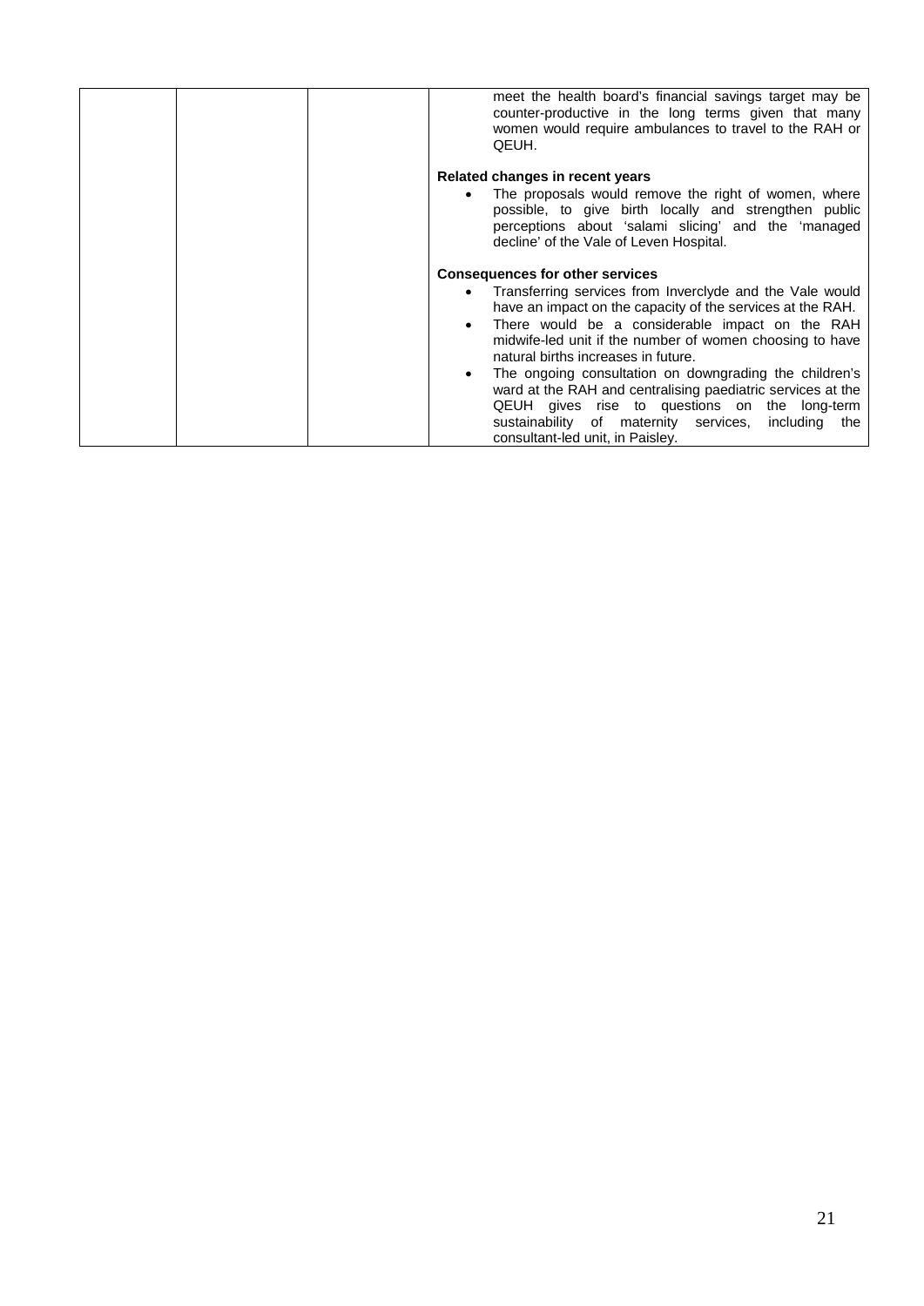| | | | |
|---|---|---|---|
| | | | meet the health board's financial savings target may be counter-productive in the long terms given that many women would require ambulances to travel to the RAH or QEUH.<br><br>**Related changes in recent years**<br>• The proposals would remove the right of women, where possible, to give birth locally and strengthen public perceptions about 'salami slicing' and the 'managed decline' of the Vale of Leven Hospital.<br><br>**Consequences for other services**<br>• Transferring services from Inverclyde and the Vale would have an impact on the capacity of the services at the RAH.<br>• There would be a considerable impact on the RAH midwife-led unit if the number of women choosing to have natural births increases in future.<br>• The ongoing consultation on downgrading the children's ward at the RAH and centralising paediatric services at the QEUH gives rise to questions on the long-term sustainability of maternity services, including the consultant-led unit, in Paisley. |